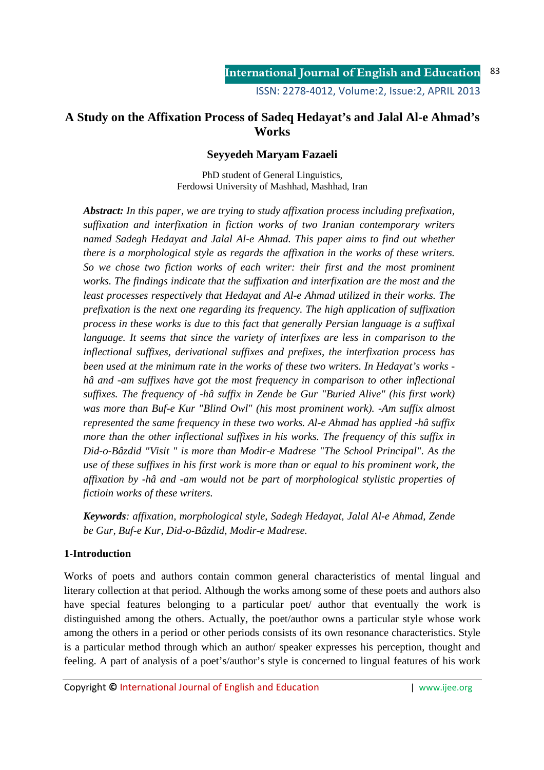# A Study on the Affixation Process of Sadeq Hedayat's and Jalal Al-e Ahmad's Works

**Seyyedeh Maryam Fazaeli**

PhD student of General Linguistics,
Ferdowsi University of Mashhad, Mashhad, Iran

***Abstract:*** *In this paper, we are trying to study affixation process including prefixation, suffixation and interfixation in fiction works of two Iranian contemporary writers named Sadegh Hedayat and Jalal Al-e Ahmad. This paper aims to find out whether there is a morphological style as regards the affixation in the works of these writers. So we chose two fiction works of each writer: their first and the most prominent works. The findings indicate that the suffixation and interfixation are the most and the least processes respectively that Hedayat and Al-e Ahmad utilized in their works. The prefixation is the next one regarding its frequency. The high application of suffixation process in these works is due to this fact that generally Persian language is a suffixal language. It seems that since the variety of interfixes are less in comparison to the inflectional suffixes, derivational suffixes and prefixes, the interfixation process has been used at the minimum rate in the works of these two writers. In Hedayat's works -hâ and -am suffixes have got the most frequency in comparison to other inflectional suffixes. The frequency of -hâ suffix in Zende be Gur "Buried Alive" (his first work) was more than Buf-e Kur "Blind Owl" (his most prominent work). -Am suffix almost represented the same frequency in these two works. Al-e Ahmad has applied -hâ suffix more than the other inflectional suffixes in his works. The frequency of this suffix in Did-o-Bâzdid "Visit " is more than Modir-e Madrese "The School Principal". As the use of these suffixes in his first work is more than or equal to his prominent work, the affixation by -hâ and -am would not be part of morphological stylistic properties of fictioin works of these writers.*

***Keywords****: affixation, morphological style, Sadegh Hedayat, Jalal Al-e Ahmad, Zende be Gur, Buf-e Kur, Did-o-Bâzdid, Modir-e Madrese.*

## 1-Introduction

Works of poets and authors contain common general characteristics of mental lingual and literary collection at that period. Although the works among some of these poets and authors also have special features belonging to a particular poet/ author that eventually the work is distinguished among the others. Actually, the poet/author owns a particular style whose work among the others in a period or other periods consists of its own resonance characteristics. Style is a particular method through which an author/ speaker expresses his perception, thought and feeling. A part of analysis of a poet's/author's style is concerned to lingual features of his work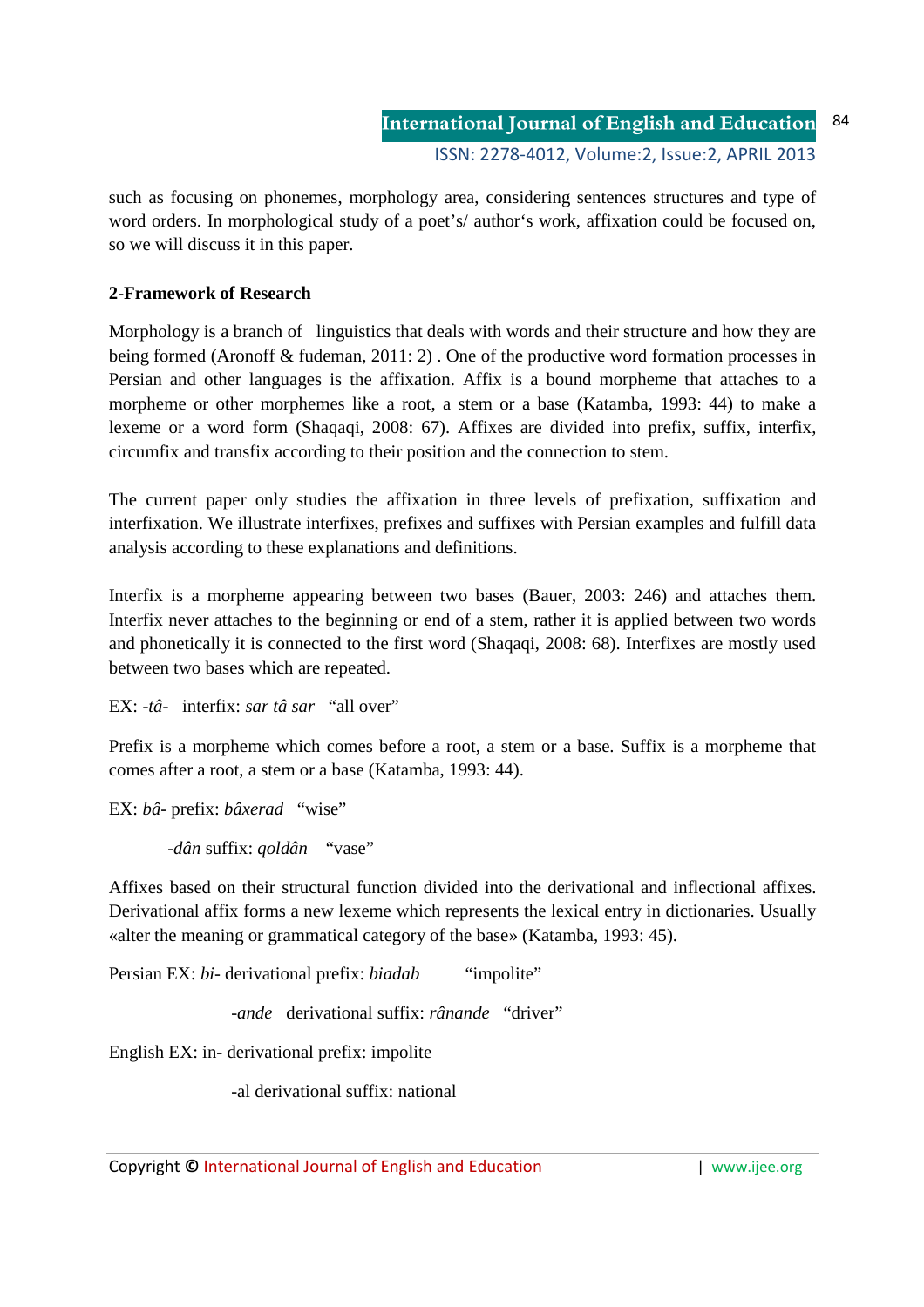such as focusing on phonemes, morphology area, considering sentences structures and type of word orders. In morphological study of a poet's/ author's work, affixation could be focused on, so we will discuss it in this paper.

**2-Framework of Research**

Morphology is a branch of linguistics that deals with words and their structure and how they are being formed (Aronoff & fudeman, 2011: 2) . One of the productive word formation processes in Persian and other languages is the affixation. Affix is a bound morpheme that attaches to a morpheme or other morphemes like a root, a stem or a base (Katamba, 1993: 44) to make a lexeme or a word form (Shaqaqi, 2008: 67). Affixes are divided into prefix, suffix, interfix, circumfix and transfix according to their position and the connection to stem.

The current paper only studies the affixation in three levels of prefixation, suffixation and interfixation. We illustrate interfixes, prefixes and suffixes with Persian examples and fulfill data analysis according to these explanations and definitions.

Interfix is a morpheme appearing between two bases (Bauer, 2003: 246) and attaches them. Interfix never attaches to the beginning or end of a stem, rather it is applied between two words and phonetically it is connected to the first word (Shaqaqi, 2008: 68). Interfixes are mostly used between two bases which are repeated.

EX: *-tâ-* interfix: *sar tâ sar* "all over"

Prefix is a morpheme which comes before a root, a stem or a base. Suffix is a morpheme that comes after a root, a stem or a base (Katamba, 1993: 44).

EX: *bâ-* prefix: *bâxerad* "wise"

*-dân* suffix: *qoldân* "vase"

Affixes based on their structural function divided into the derivational and inflectional affixes. Derivational affix forms a new lexeme which represents the lexical entry in dictionaries. Usually «alter the meaning or grammatical category of the base» (Katamba, 1993: 45).

Persian EX: *bi-* derivational prefix: *biadab* "impolite"

*-ande* derivational suffix: *rânande* "driver"

English EX: in- derivational prefix: impolite

-al derivational suffix: national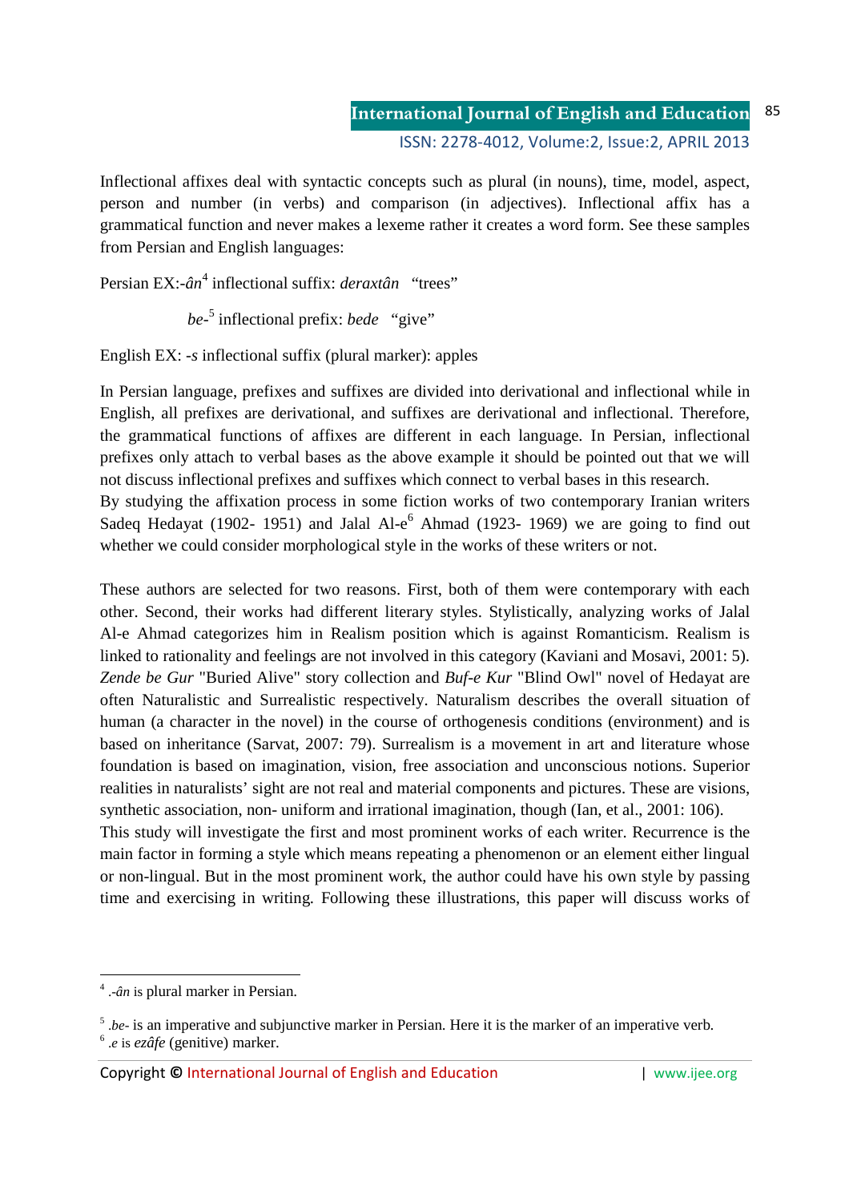Inflectional affixes deal with syntactic concepts such as plural (in nouns), time, model, aspect, person and number (in verbs) and comparison (in adjectives). Inflectional affix has a grammatical function and never makes a lexeme rather it creates a word form. See these samples from Persian and English languages:

Persian EX:-*ân*[4] inflectional suffix: *deraxtân* "trees"

*be-*[5] inflectional prefix: *bede* "give"

English EX: -*s* inflectional suffix (plural marker): apples

In Persian language, prefixes and suffixes are divided into derivational and inflectional while in English, all prefixes are derivational, and suffixes are derivational and inflectional. Therefore, the grammatical functions of affixes are different in each language. In Persian, inflectional prefixes only attach to verbal bases as the above example it should be pointed out that we will not discuss inflectional prefixes and suffixes which connect to verbal bases in this research.

By studying the affixation process in some fiction works of two contemporary Iranian writers Sadeq Hedayat (1902- 1951) and Jalal Al-e[6] Ahmad (1923- 1969) we are going to find out whether we could consider morphological style in the works of these writers or not.

These authors are selected for two reasons. First, both of them were contemporary with each other. Second, their works had different literary styles. Stylistically, analyzing works of Jalal Al-e Ahmad categorizes him in Realism position which is against Romanticism. Realism is linked to rationality and feelings are not involved in this category (Kaviani and Mosavi, 2001: 5). *Zende be Gur* "Buried Alive" story collection and *Buf-e Kur* "Blind Owl" novel of Hedayat are often Naturalistic and Surrealistic respectively. Naturalism describes the overall situation of human (a character in the novel) in the course of orthogenesis conditions (environment) and is based on inheritance (Sarvat, 2007: 79). Surrealism is a movement in art and literature whose foundation is based on imagination, vision, free association and unconscious notions. Superior realities in naturalists' sight are not real and material components and pictures. These are visions, synthetic association, non- uniform and irrational imagination, though (Ian, et al., 2001: 106).

This study will investigate the first and most prominent works of each writer. Recurrence is the main factor in forming a style which means repeating a phenomenon or an element either lingual or non-lingual. But in the most prominent work, the author could have his own style by passing time and exercising in writing. Following these illustrations, this paper will discuss works of

---

[4] .-*ân* is plural marker in Persian.

[5] .*be-* is an imperative and subjunctive marker in Persian. Here it is the marker of an imperative verb.

[6] .*e* is *ezâfe* (genitive) marker.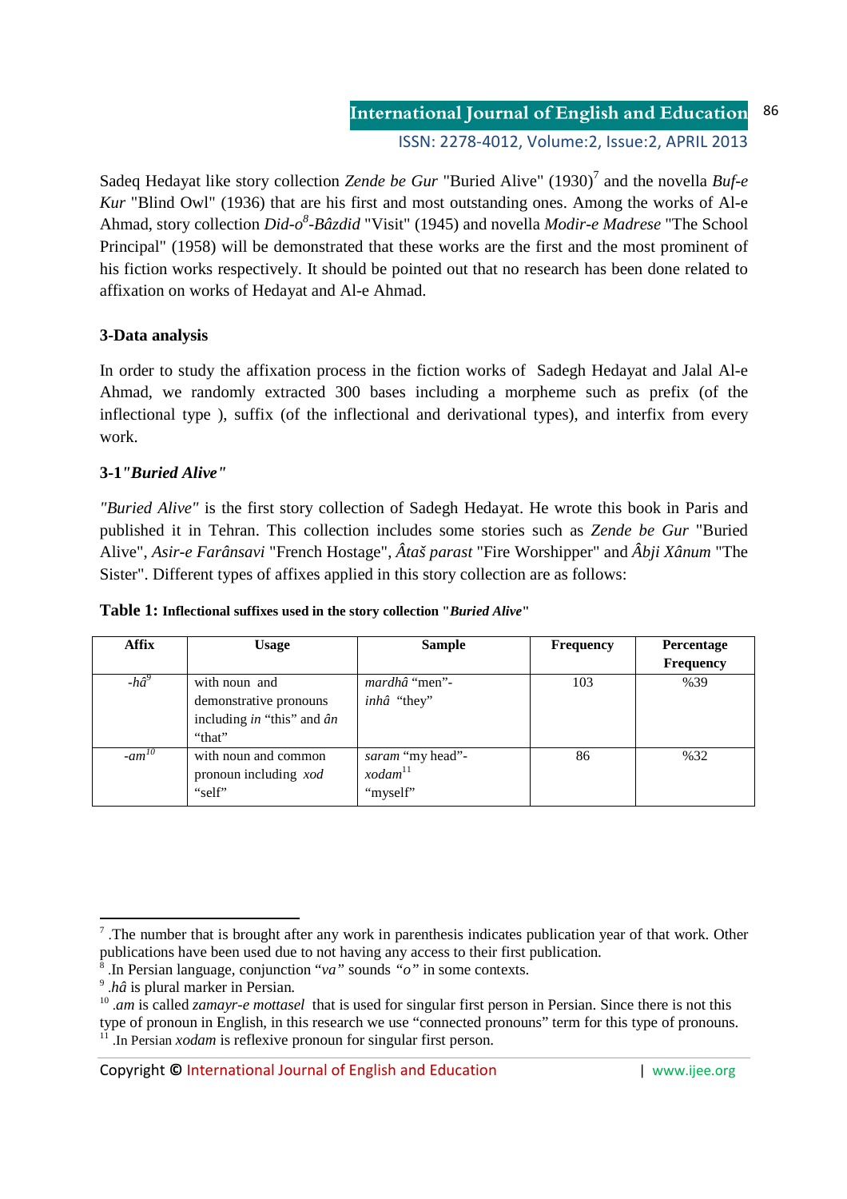Sadeq Hedayat like story collection *Zende be Gur* "Buried Alive" (1930)[7] and the novella *Buf-e Kur* "Blind Owl" (1936) that are his first and most outstanding ones. Among the works of Al-e Ahmad, story collection *Did-o[8]-Bâzdid* "Visit" (1945) and novella *Modir-e Madrese* "The School Principal" (1958) will be demonstrated that these works are the first and the most prominent of his fiction works respectively. It should be pointed out that no research has been done related to affixation on works of Hedayat and Al-e Ahmad.

## 3-Data analysis

In order to study the affixation process in the fiction works of Sadegh Hedayat and Jalal Al-e Ahmad, we randomly extracted 300 bases including a morpheme such as prefix (of the inflectional type ), suffix (of the inflectional and derivational types), and interfix from every work.

### 3-1*"Buried Alive"*

*"Buried Alive"* is the first story collection of Sadegh Hedayat. He wrote this book in Paris and published it in Tehran. This collection includes some stories such as *Zende be Gur* "Buried Alive", *Asir-e Farânsavi* "French Hostage", *Âtaš parast* "Fire Worshipper" and *Âbji Xânum* "The Sister". Different types of affixes applied in this story collection are as follows:

**Table 1: Inflectional suffixes used in the story collection "*Buried Alive*"**

| Affix | Usage | Sample | Frequency | Percentage Frequency |
|---|---|---|---|---|
| *-hâ*[9] | with noun and demonstrative pronouns including *in* "this" and *ân* "that" | *mardhâ* "men"- *inhâ* "they" | 103 | %39 |
| *-am*[10] | with noun and common pronoun including *xod* "self" | *saram* "my head"- *xodam*[11] "myself" | 86 | %32 |

---

[7] .The number that is brought after any work in parenthesis indicates publication year of that work. Other publications have been used due to not having any access to their first publication.

[8] .In Persian language, conjunction "*va*" sounds "*o*" in some contexts.

[9] *.hâ* is plural marker in Persian.

[10] *.am* is called *zamayr-e mottasel* that is used for singular first person in Persian. Since there is not this type of pronoun in English, in this research we use "connected pronouns" term for this type of pronouns.

[11] .In Persian *xodam* is reflexive pronoun for singular first person.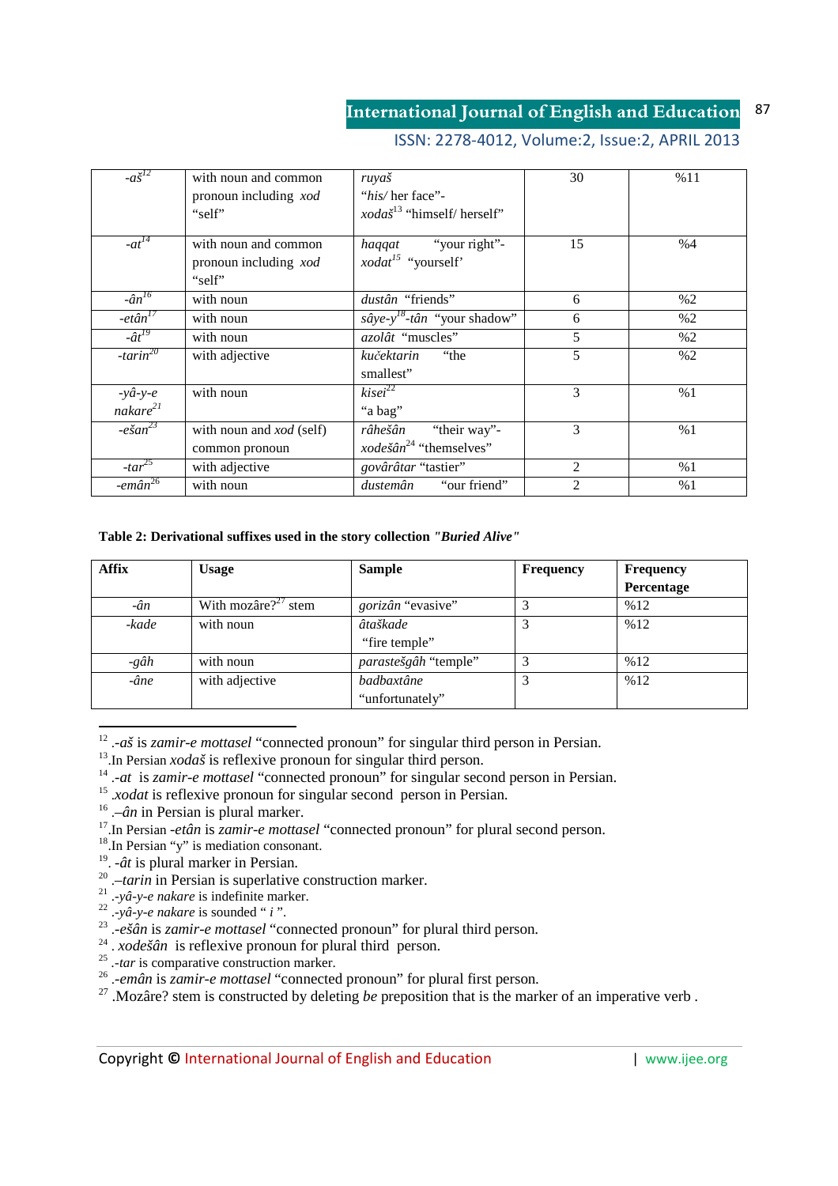| | | | | |
|---|---|---|---|---|
| *-aš*[12] | with noun and common pronoun including *xod* "self" | *ruyaš* "*his/* her face"- *xodaš*[13] "himself/ herself" | 30 | %11 |
| *-at*[14] | with noun and common pronoun including *xod* "self" | *haqqat* "your right"- *xodat*[15] "yourself' | 15 | %4 |
| *-ân*[16] | with noun | *dustân* "friends" | 6 | %2 |
| *-etân*[17] | with noun | *sâye-y*[18]*-tân* "your shadow" | 6 | %2 |
| *-ât*[19] | with noun | *azolât* "muscles" | 5 | %2 |
| *-tarin*[20] | with adjective | *kučektarin* "the smallest" | 5 | %2 |
| *-yâ-y-e nakare*[21] | with noun | *kisei*[22] "a bag" | 3 | %1 |
| *-ešan*[23] | with noun and *xod* (self) common pronoun | *râhešân* "their way"- *xodešân*[24] "themselves" | 3 | %1 |
| *-tar*[25] | with adjective | *govârâtar* "tastier" | 2 | %1 |
| *-emân*[26] | with noun | *dustemân* "our friend" | 2 | %1 |

**Table 2: Derivational suffixes used in the story collection *"Buried Alive"***

| Affix | Usage | Sample | Frequency | Frequency Percentage |
|---|---|---|---|---|
| *-ân* | With mozâre?[27] stem | *gorizân* "evasive" | 3 | %12 |
| *-kade* | with noun | *âtaškade* "fire temple" | 3 | %12 |
| *-gâh* | with noun | *parastešgâh* "temple" | 3 | %12 |
| *-âne* | with adjective | *badbaxtâne* "unfortunately" | 3 | %12 |

---

[12] .*-aš* is *zamir-e mottasel* "connected pronoun" for singular third person in Persian.
[13] .In Persian *xodaš* is reflexive pronoun for singular third person.
[14] .*-at* is *zamir-e mottasel* "connected pronoun" for singular second person in Persian.
[15] .*xodat* is reflexive pronoun for singular second person in Persian.
[16] .*–ân* in Persian is plural marker.
[17] .In Persian *-etân* is *zamir-e mottasel* "connected pronoun" for plural second person.
[18] .In Persian "y" is mediation consonant.
[19] . *-ât* is plural marker in Persian.
[20] .*–tarin* in Persian is superlative construction marker.
[21] .*-yâ-y-e nakare* is indefinite marker.
[22] .*-yâ-y-e nakare* is sounded " *i* ".
[23] .*-ešân* is *zamir-e mottasel* "connected pronoun" for plural third person.
[24] . *xodešân* is reflexive pronoun for plural third person.
[25] .*-tar* is comparative construction marker.
[26] .*-emân* is *zamir-e mottasel* "connected pronoun" for plural first person.
[27] .Mozâre? stem is constructed by deleting *be* preposition that is the marker of an imperative verb .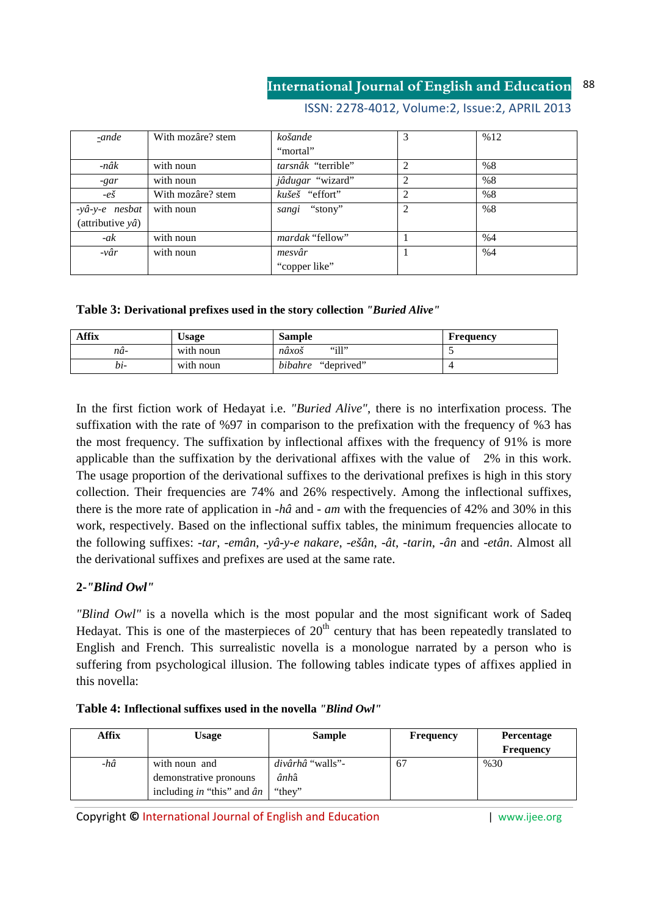| | | | | |
|---|---|---|---|---|
| *-ande* | With mozâre? stem | *košande* "mortal" | 3 | %12 |
| *-nâk* | with noun | *tarsnâk* "terrible" | 2 | %8 |
| *-gar* | with noun | *jâdugar* "wizard" | 2 | %8 |
| *-eš* | With mozâre? stem | *kušeš* "effort" | 2 | %8 |
| *-yâ-y-e nesbat* (attributive *yâ*) | with noun | *sangi* "stony" | 2 | %8 |
| *-ak* | with noun | *mardak* "fellow" | 1 | %4 |
| *-vâr* | with noun | *mesvâr* "copper like" | 1 | %4 |

**Table 3: Derivational prefixes used in the story collection *"Buried Alive"***

| Affix | Usage | Sample | Frequency |
|---|---|---|---|
| *nâ-* | with noun | *nâxoš* "ill" | 5 |
| *bi-* | with noun | *bibahre* "deprived" | 4 |

In the first fiction work of Hedayat i.e. *"Buried Alive"*, there is no interfixation process. The suffixation with the rate of %97 in comparison to the prefixation with the frequency of %3 has the most frequency. The suffixation by inflectional affixes with the frequency of 91% is more applicable than the suffixation by the derivational affixes with the value of 2% in this work. The usage proportion of the derivational suffixes to the derivational prefixes is high in this story collection. Their frequencies are 74% and 26% respectively. Among the inflectional suffixes, there is the more rate of application in *-hâ* and *- am* with the frequencies of 42% and 30% in this work, respectively. Based on the inflectional suffix tables, the minimum frequencies allocate to the following suffixes: *-tar*, *-emân*, *-yâ-y-e nakare*, *-ešân*, *-ât*, *-tarin*, *-ân* and *-etân*. Almost all the derivational suffixes and prefixes are used at the same rate.

## 2-*"Blind Owl"*

*"Blind Owl"* is a novella which is the most popular and the most significant work of Sadeq Hedayat. This is one of the masterpieces of 20th century that has been repeatedly translated to English and French. This surrealistic novella is a monologue narrated by a person who is suffering from psychological illusion. The following tables indicate types of affixes applied in this novella:

**Table 4: Inflectional suffixes used in the novella *"Blind Owl"***

| Affix | Usage | Sample | Frequency | Percentage Frequency |
|---|---|---|---|---|
| *-hâ* | with noun and demonstrative pronouns including *in* "this" and *ân* | *divârhâ* "walls"- *ânhâ* "they" | 67 | %30 |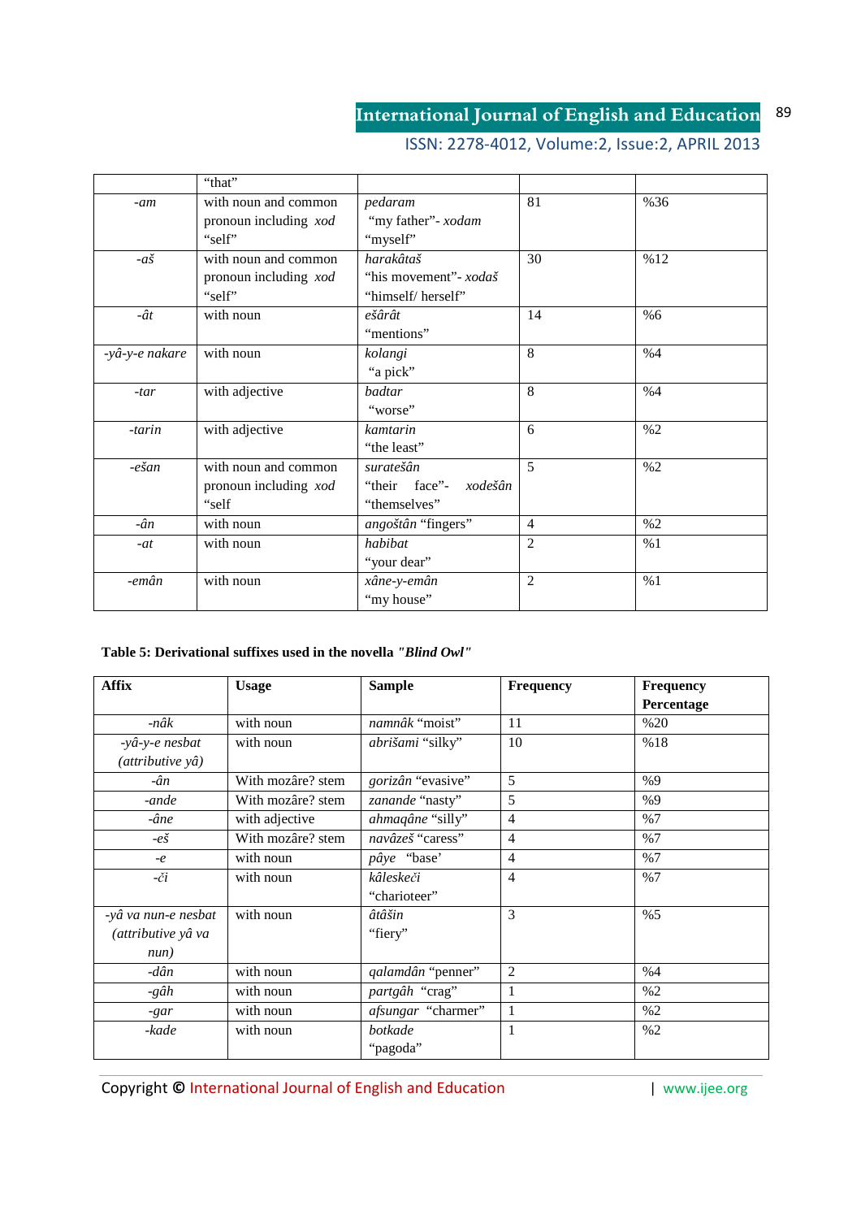| | "that" | | | |
|---|---|---|---|---|
| *-am* | with noun and common pronoun including *xod* "self" | *pedaram* "my father"- *xodam* "myself" | 81 | %36 |
| *-aš* | with noun and common pronoun including *xod* "self" | *harakâtaš* "his movement"- *xodaš* "himself/ herself" | 30 | %12 |
| *-ât* | with noun | *ešârât* "mentions" | 14 | %6 |
| *-yâ-y-e nakare* | with noun | *kolangi* "a pick" | 8 | %4 |
| *-tar* | with adjective | *badtar* "worse" | 8 | %4 |
| *-tarin* | with adjective | *kamtarin* "the least" | 6 | %2 |
| *-ešan* | with noun and common pronoun including *xod* "self | *suratešân* "their face"- *xodešân* "themselves" | 5 | %2 |
| *-ân* | with noun | *angoštân* "fingers" | 4 | %2 |
| *-at* | with noun | *habibat* "your dear" | 2 | %1 |
| *-emân* | with noun | *xâne-y-emân* "my house" | 2 | %1 |

**Table 5: Derivational suffixes used in the novella *"Blind Owl"***

| Affix | Usage | Sample | Frequency | Frequency Percentage |
|---|---|---|---|---|
| *-nâk* | with noun | *namnâk* "moist" | 11 | %20 |
| *-yâ-y-e nesbat (attributive yâ)* | with noun | *abrišami* "silky" | 10 | %18 |
| *-ân* | With mozâre? stem | *gorizân* "evasive" | 5 | %9 |
| *-ande* | With mozâre? stem | *zanande* "nasty" | 5 | %9 |
| *-âne* | with adjective | *ahmaqâne* "silly" | 4 | %7 |
| *-eš* | With mozâre? stem | *navâzeš* "caress" | 4 | %7 |
| *-e* | with noun | *pâye* 'base' | 4 | %7 |
| *-či* | with noun | *kâleskeči* "charioteer" | 4 | %7 |
| *-yâ va nun-e nesbat (attributive yâ va nun)* | with noun | *âtâšin* "fiery" | 3 | %5 |
| *-dân* | with noun | *qalamdân* "penner" | 2 | %4 |
| *-gâh* | with noun | *partgâh* "crag" | 1 | %2 |
| *-gar* | with noun | *afsungar* "charmer" | 1 | %2 |
| *-kade* | with noun | *botkade* "pagoda" | 1 | %2 |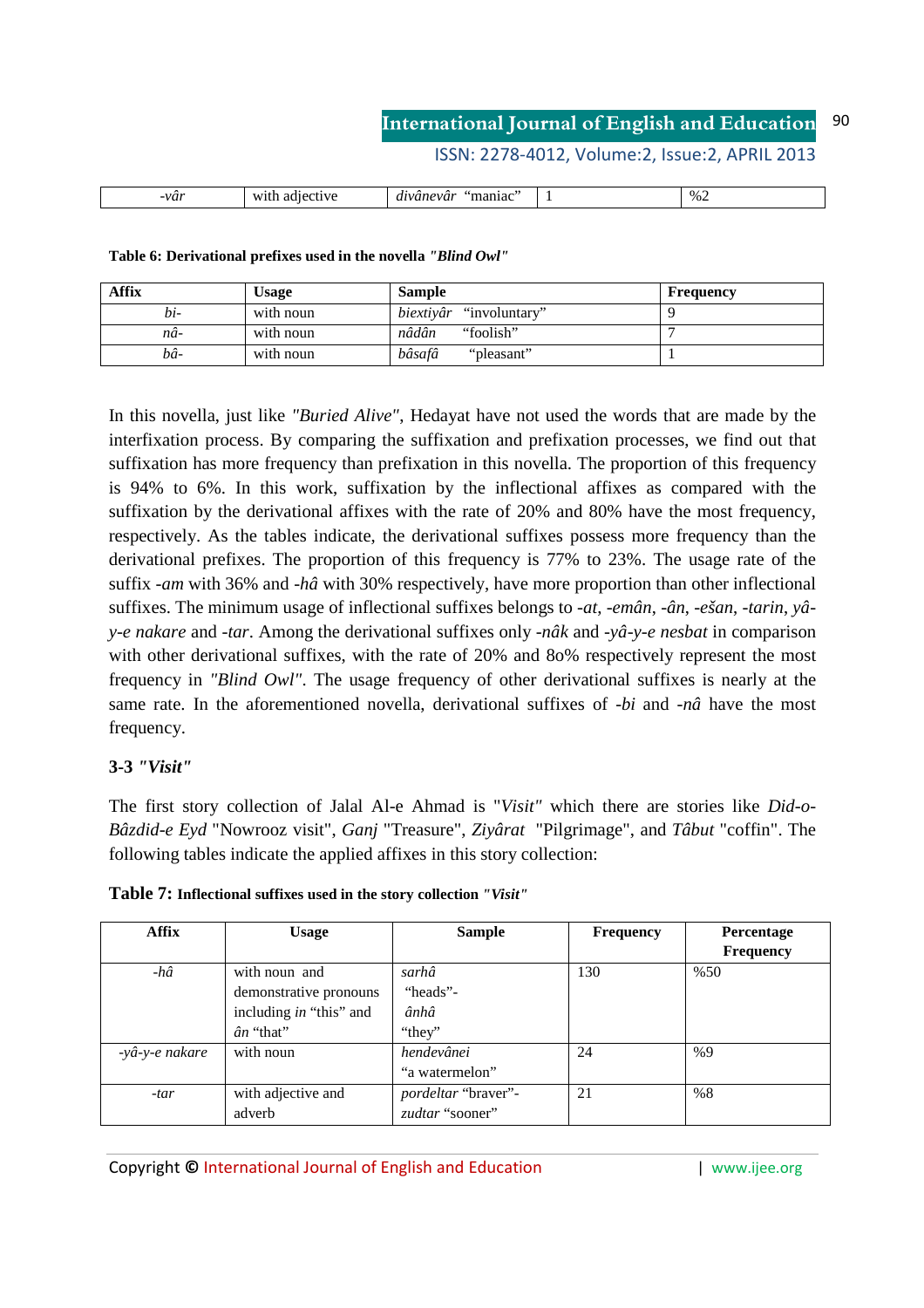| -vâr | with adjective | *divânevâr* “maniac” | 1 | %2 |
|---|---|---|---|---|

**Table 6: Derivational prefixes used in the novella *"Blind Owl"***

| Affix | Usage | Sample | Frequency |
|---|---|---|---|
| *bi-* | with noun | *biextiyâr* “involuntary” | 9 |
| *nâ-* | with noun | *nâdân* “foolish” | 7 |
| *bâ-* | with noun | *bâsafâ* “pleasant” | 1 |

In this novella, just like *"Buried Alive"*, Hedayat have not used the words that are made by the interfixation process. By comparing the suffixation and prefixation processes, we find out that suffixation has more frequency than prefixation in this novella. The proportion of this frequency is 94% to 6%. In this work, suffixation by the inflectional affixes as compared with the suffixation by the derivational affixes with the rate of 20% and 80% have the most frequency, respectively. As the tables indicate, the derivational suffixes possess more frequency than the derivational prefixes. The proportion of this frequency is 77% to 23%. The usage rate of the suffix *-am* with 36% and *-hâ* with 30% respectively, have more proportion than other inflectional suffixes. The minimum usage of inflectional suffixes belongs to *-at*, *-emân*, *-ân*, *-ešan*, *-tarin*, *yâ-y-e nakare* and *-tar*. Among the derivational suffixes only *-nâk* and *-yâ-y-e nesbat* in comparison with other derivational suffixes, with the rate of 20% and 8o% respectively represent the most frequency in *"Blind Owl"*. The usage frequency of other derivational suffixes is nearly at the same rate. In the aforementioned novella, derivational suffixes of *-bi* and *-nâ* have the most frequency.

### 3-3 *"Visit"*

The first story collection of Jalal Al-e Ahmad is *"Visit"* which there are stories like *Did-o-Bâzdid-e Eyd* "Nowrooz visit", *Ganj* "Treasure", *Ziyârat* "Pilgrimage", and *Tâbut* "coffin". The following tables indicate the applied affixes in this story collection:

**Table 7: Inflectional suffixes used in the story collection *"Visit"***

| Affix | Usage | Sample | Frequency | Percentage Frequency |
|---|---|---|---|---|
| *-hâ* | with noun and demonstrative pronouns including *in* “this” and *ân* “that” | *sarhâ* “heads”- *ânhâ* “they” | 130 | %50 |
| *-yâ-y-e nakare* | with noun | *hendevânei* “a watermelon” | 24 | %9 |
| *-tar* | with adjective and adverb | *pordeltar* “braver”- *zudtar* “sooner” | 21 | %8 |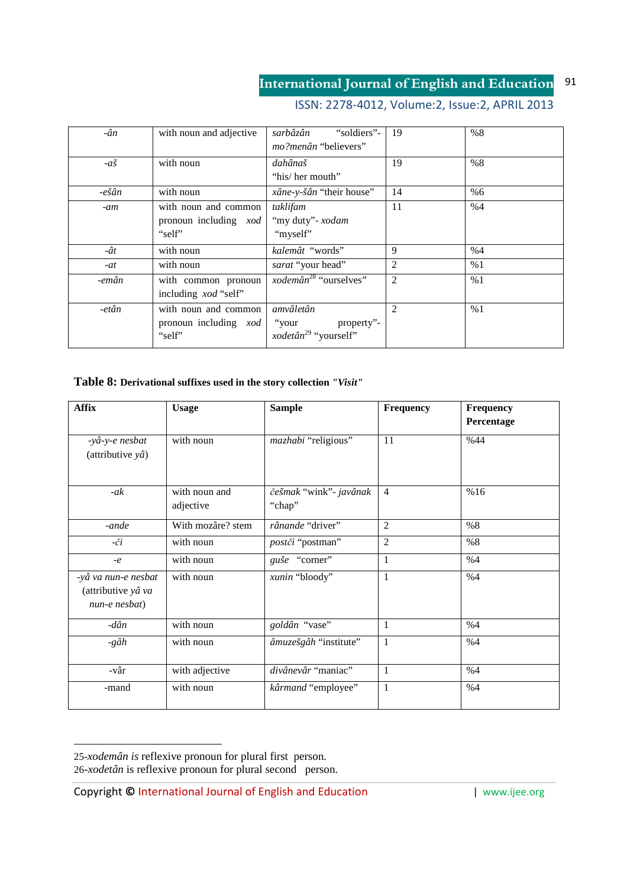| | | | | |
|---|---|---|---|---|
| *-ân* | with noun and adjective | *sarbâzân* "soldiers"- *mo?menân* "believers" | 19 | %8 |
| *-aš* | with noun | *dahânaš* "his/ her mouth" | 19 | %8 |
| *-ešân* | with noun | *xâne-y-šân* "their house" | 14 | %6 |
| *-am* | with noun and common pronoun including *xod* "self" | *taklifam* "my duty"- *xodam* "myself" | 11 | %4 |
| *-ât* | with noun | *kalemât* "words" | 9 | %4 |
| *-at* | with noun | *sarat* "your head" | 2 | %1 |
| *-emân* | with common pronoun including *xod* "self" | *xodemân*[28] "ourselves" | 2 | %1 |
| *-etân* | with noun and common pronoun including *xod* "self" | *amvâletân* "your property"- *xodetân*[29] "yourself" | 2 | %1 |

**Table 8:** **Derivational suffixes used in the story collection *"Visit"***

| Affix | Usage | Sample | Frequency | Frequency Percentage |
|---|---|---|---|---|
| *-yâ-y-e nesbat* (attributive *yâ*) | with noun | *mazhabi* "religious" | 11 | %44 |
| *-ak* | with noun and adjective | *češmak* "wink"- *javânak* "chap" | 4 | %16 |
| *-ande* | With mozâre? stem | *rânande* "driver" | 2 | %8 |
| *-či* | with noun | *postči* "postman" | 2 | %8 |
| *-e* | with noun | *guše* "corner" | 1 | %4 |
| *-yâ va nun-e nesbat* (attributive *yâ va nun-e nesbat*) | with noun | *xunin* "bloody" | 1 | %4 |
| *-dân* | with noun | *goldân* "vase" | 1 | %4 |
| *-gâh* | with noun | *âmuzešgâh* "institute" | 1 | %4 |
| -vâr | with adjective | *divânevâr* "maniac" | 1 | %4 |
| -mand | with noun | *kârmand* "employee" | 1 | %4 |

25-*xodemân is* reflexive pronoun for plural first person.
26-*xodetân* is reflexive pronoun for plural second person.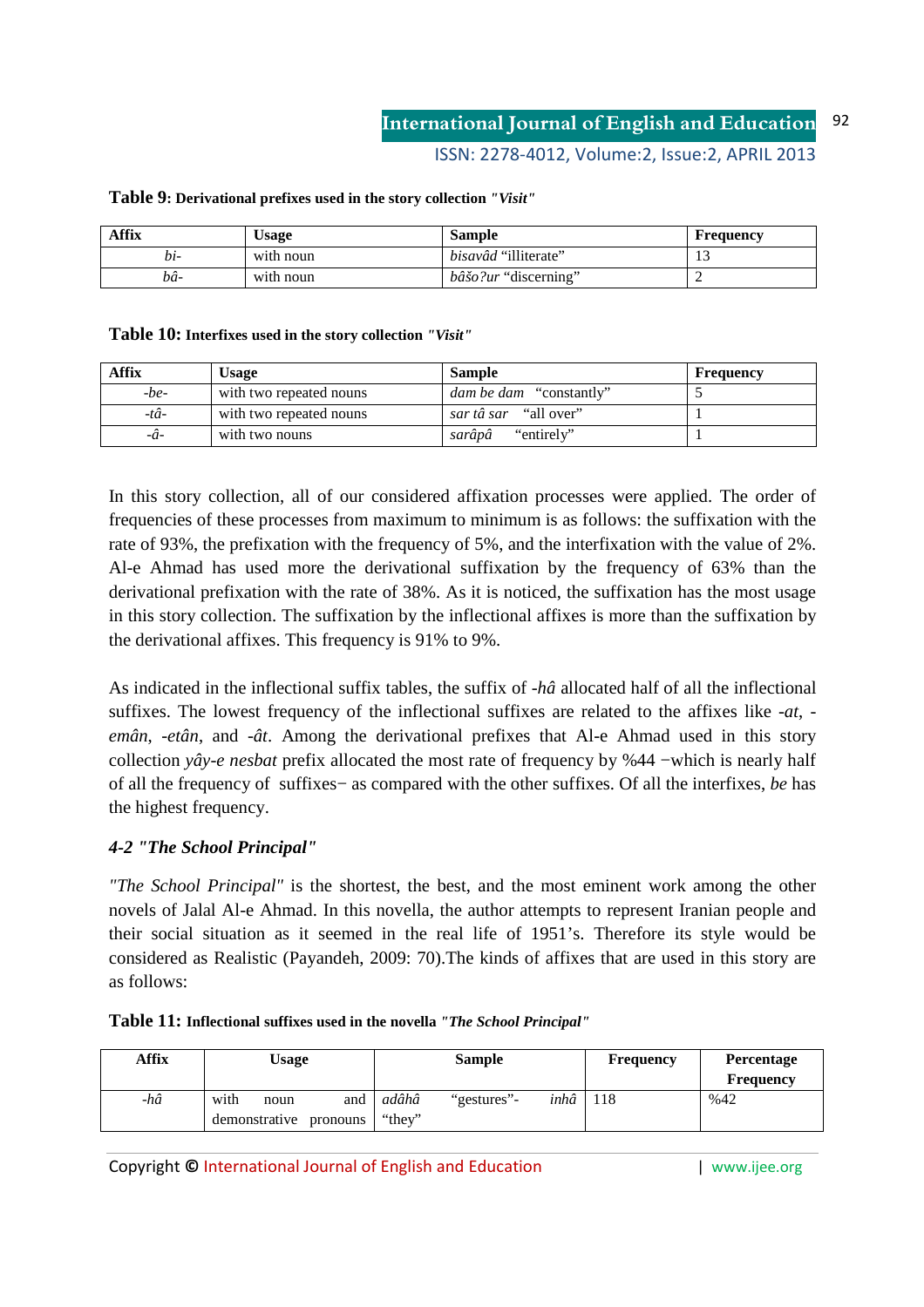**Table 9: Derivational prefixes used in the story collection *"Visit"***

| Affix | Usage | Sample | Frequency |
|---|---|---|---|
| *bi-* | with noun | *bisavâd* "illiterate" | 13 |
| *bâ-* | with noun | *bâšo?ur* "discerning" | 2 |

**Table 10: Interfixes used in the story collection *"Visit"***

| Affix | Usage | Sample | Frequency |
|---|---|---|---|
| *-be-* | with two repeated nouns | *dam be dam* "constantly" | 5 |
| *-tâ-* | with two repeated nouns | *sar tâ sar* "all over" | 1 |
| *-â-* | with two nouns | *sarâpâ* "entirely" | 1 |

In this story collection, all of our considered affixation processes were applied. The order of frequencies of these processes from maximum to minimum is as follows: the suffixation with the rate of 93%, the prefixation with the frequency of 5%, and the interfixation with the value of 2%. Al-e Ahmad has used more the derivational suffixation by the frequency of 63% than the derivational prefixation with the rate of 38%. As it is noticed, the suffixation has the most usage in this story collection. The suffixation by the inflectional affixes is more than the suffixation by the derivational affixes. This frequency is 91% to 9%.

As indicated in the inflectional suffix tables, the suffix of *-hâ* allocated half of all the inflectional suffixes. The lowest frequency of the inflectional suffixes are related to the affixes like *-at*, *-emân*, *-etân*, and *-ât*. Among the derivational prefixes that Al-e Ahmad used in this story collection *yây-e nesbat* prefix allocated the most rate of frequency by %44 −which is nearly half of all the frequency of suffixes− as compared with the other suffixes. Of all the interfixes, *be* has the highest frequency.

### *4-2 "The School Principal"*

*"The School Principal"* is the shortest, the best, and the most eminent work among the other novels of Jalal Al-e Ahmad. In this novella, the author attempts to represent Iranian people and their social situation as it seemed in the real life of 1951's. Therefore its style would be considered as Realistic (Payandeh, 2009: 70).The kinds of affixes that are used in this story are as follows:

**Table 11: Inflectional suffixes used in the novella *"The School Principal"***

| Affix | Usage | Sample | Frequency | Percentage Frequency |
|---|---|---|---|---|
| *-hâ* | with noun and demonstrative pronouns | *adâhâ* "gestures"- *inhâ* "they" | 118 | %42 |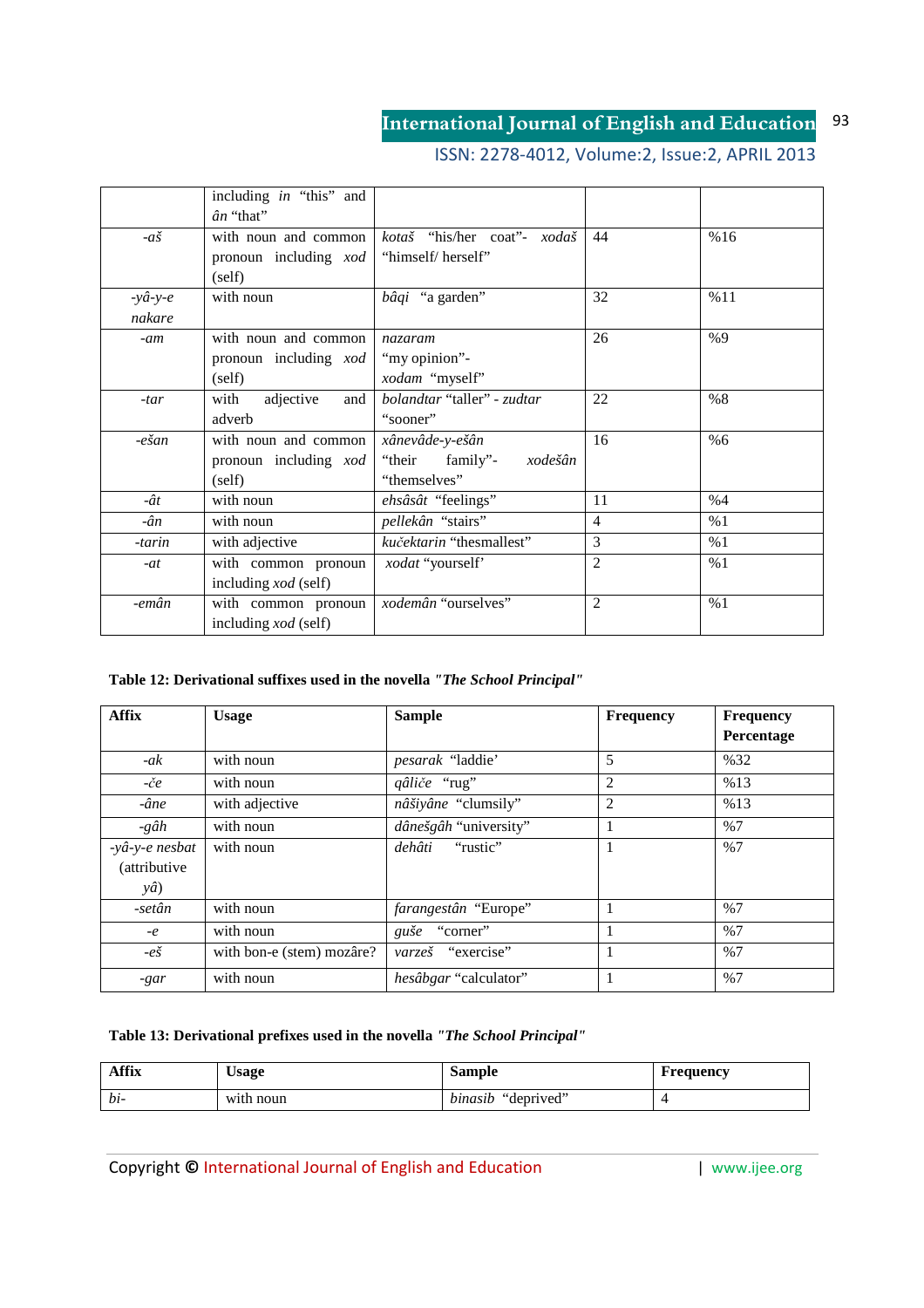|  | including *in* "this" and *ân* "that" |  |  |  |
|---|---|---|---|---|
| *-aš* | with noun and common pronoun including *xod* (self) | *kotaš* "his/her coat"- *xodaš* "himself/ herself" | 44 | %16 |
| *-yâ-y-e nakare* | with noun | *bâqi* "a garden" | 32 | %11 |
| *-am* | with noun and common pronoun including *xod* (self) | *nazaram* "my opinion"- *xodam* "myself" | 26 | %9 |
| *-tar* | with adjective and adverb | *bolandtar* "taller" - *zudtar* "sooner" | 22 | %8 |
| *-ešan* | with noun and common pronoun including *xod* (self) | *xânevâde-y-ešân* "their family"- *xodešân* "themselves" | 16 | %6 |
| *-ât* | with noun | *ehsâsât* "feelings" | 11 | %4 |
| *-ân* | with noun | *pellekân* "stairs" | 4 | %1 |
| *-tarin* | with adjective | *kučektarin* "thesmallest" | 3 | %1 |
| *-at* | with common pronoun including *xod* (self) | *xodat* "yourself' | 2 | %1 |
| *-emân* | with common pronoun including *xod* (self) | *xodemân* "ourselves" | 2 | %1 |

**Table 12: Derivational suffixes used in the novella *"The School Principal"***

| Affix | Usage | Sample | Frequency | Frequency Percentage |
|---|---|---|---|---|
| *-ak* | with noun | *pesarak* "laddie' | 5 | %32 |
| *-če* | with noun | *qâliče* "rug" | 2 | %13 |
| *-âne* | with adjective | *nâšiyâne* "clumsily" | 2 | %13 |
| *-gâh* | with noun | *dânešgâh* "university" | 1 | %7 |
| *-yâ-y-e nesbat* (attributive *yâ*) | with noun | *dehâti* "rustic" | 1 | %7 |
| *-setân* | with noun | *farangestân* "Europe" | 1 | %7 |
| *-e* | with noun | *guše* "corner" | 1 | %7 |
| *-eš* | with bon-e (stem) mozâre? | *varzeš* "exercise" | 1 | %7 |
| *-gar* | with noun | *hesâbgar* "calculator" | 1 | %7 |

**Table 13: Derivational prefixes used in the novella *"The School Principal"***

| Affix | Usage | Sample | Frequency |
|---|---|---|---|
| *bi-* | with noun | *binasib* "deprived" | 4 |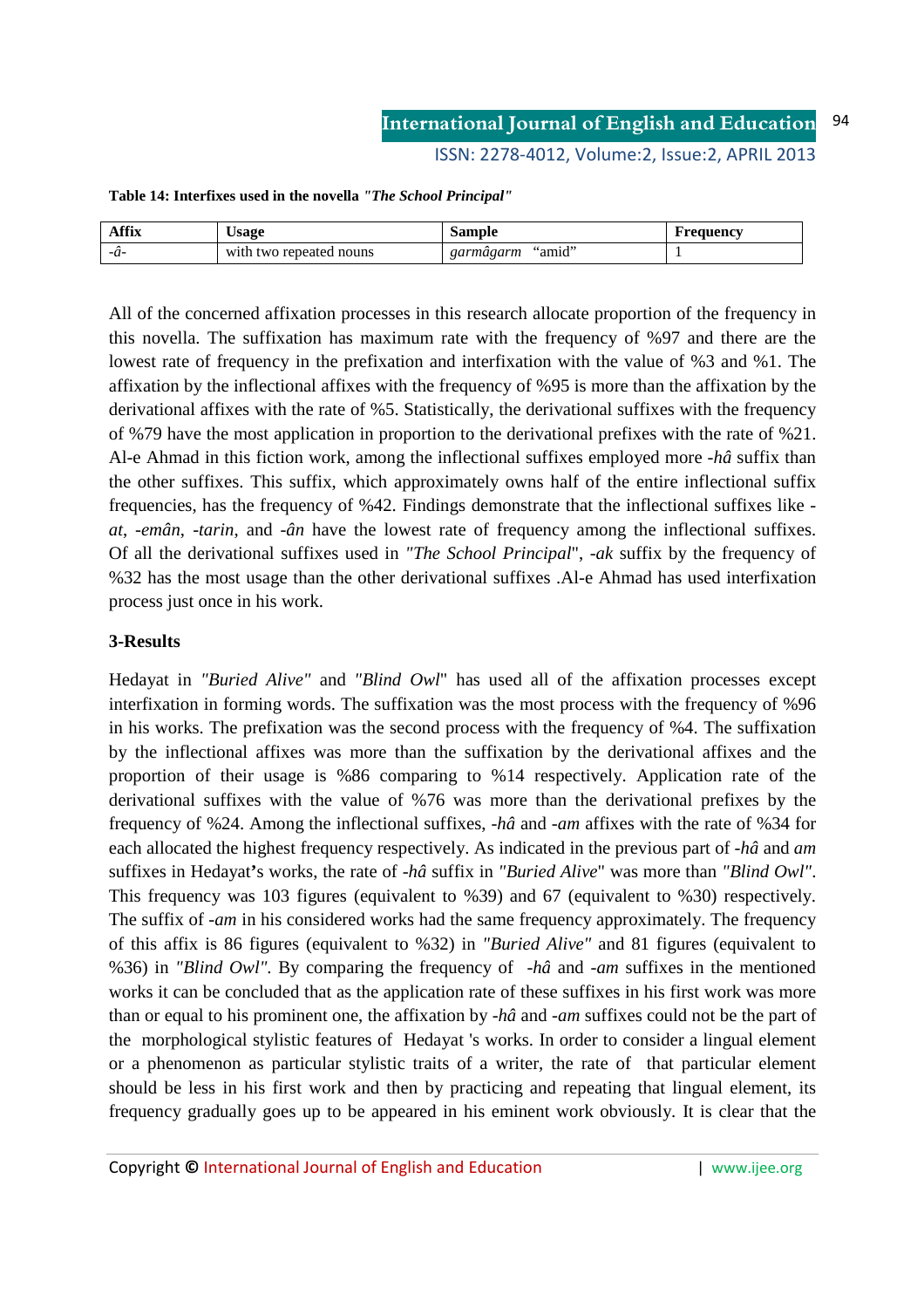**Table 14: Interfixes used in the novella *"The School Principal"***

| Affix | Usage | Sample | Frequency |
|---|---|---|---|
| *-â-* | with two repeated nouns | *garmâgarm* "amid" | 1 |

All of the concerned affixation processes in this research allocate proportion of the frequency in this novella. The suffixation has maximum rate with the frequency of %97 and there are the lowest rate of frequency in the prefixation and interfixation with the value of %3 and %1. The affixation by the inflectional affixes with the frequency of %95 is more than the affixation by the derivational affixes with the rate of %5. Statistically, the derivational suffixes with the frequency of %79 have the most application in proportion to the derivational prefixes with the rate of %21. Al-e Ahmad in this fiction work, among the inflectional suffixes employed more *-hâ* suffix than the other suffixes. This suffix, which approximately owns half of the entire inflectional suffix frequencies, has the frequency of %42. Findings demonstrate that the inflectional suffixes like *-at*, *-emân*, *-tarin*, and *-ân* have the lowest rate of frequency among the inflectional suffixes. Of all the derivational suffixes used in *"The School Principal*", *-ak* suffix by the frequency of %32 has the most usage than the other derivational suffixes .Al-e Ahmad has used interfixation process just once in his work.

### 3-Results

Hedayat in *"Buried Alive"* and *"Blind Owl*" has used all of the affixation processes except interfixation in forming words. The suffixation was the most process with the frequency of %96 in his works. The prefixation was the second process with the frequency of %4. The suffixation by the inflectional affixes was more than the suffixation by the derivational affixes and the proportion of their usage is %86 comparing to %14 respectively. Application rate of the derivational suffixes with the value of %76 was more than the derivational prefixes by the frequency of %24. Among the inflectional suffixes, *-hâ* and *-am* affixes with the rate of %34 for each allocated the highest frequency respectively. As indicated in the previous part of *-hâ* and *am* suffixes in Hedayat's works, the rate of *-hâ* suffix in *"Buried Alive*" was more than *"Blind Owl"*. This frequency was 103 figures (equivalent to %39) and 67 (equivalent to %30) respectively. The suffix of *-am* in his considered works had the same frequency approximately. The frequency of this affix is 86 figures (equivalent to %32) in *"Buried Alive"* and 81 figures (equivalent to %36) in *"Blind Owl"*. By comparing the frequency of *-hâ* and *-am* suffixes in the mentioned works it can be concluded that as the application rate of these suffixes in his first work was more than or equal to his prominent one, the affixation by *-hâ* and *-am* suffixes could not be the part of the morphological stylistic features of Hedayat 's works. In order to consider a lingual element or a phenomenon as particular stylistic traits of a writer, the rate of that particular element should be less in his first work and then by practicing and repeating that lingual element, its frequency gradually goes up to be appeared in his eminent work obviously. It is clear that the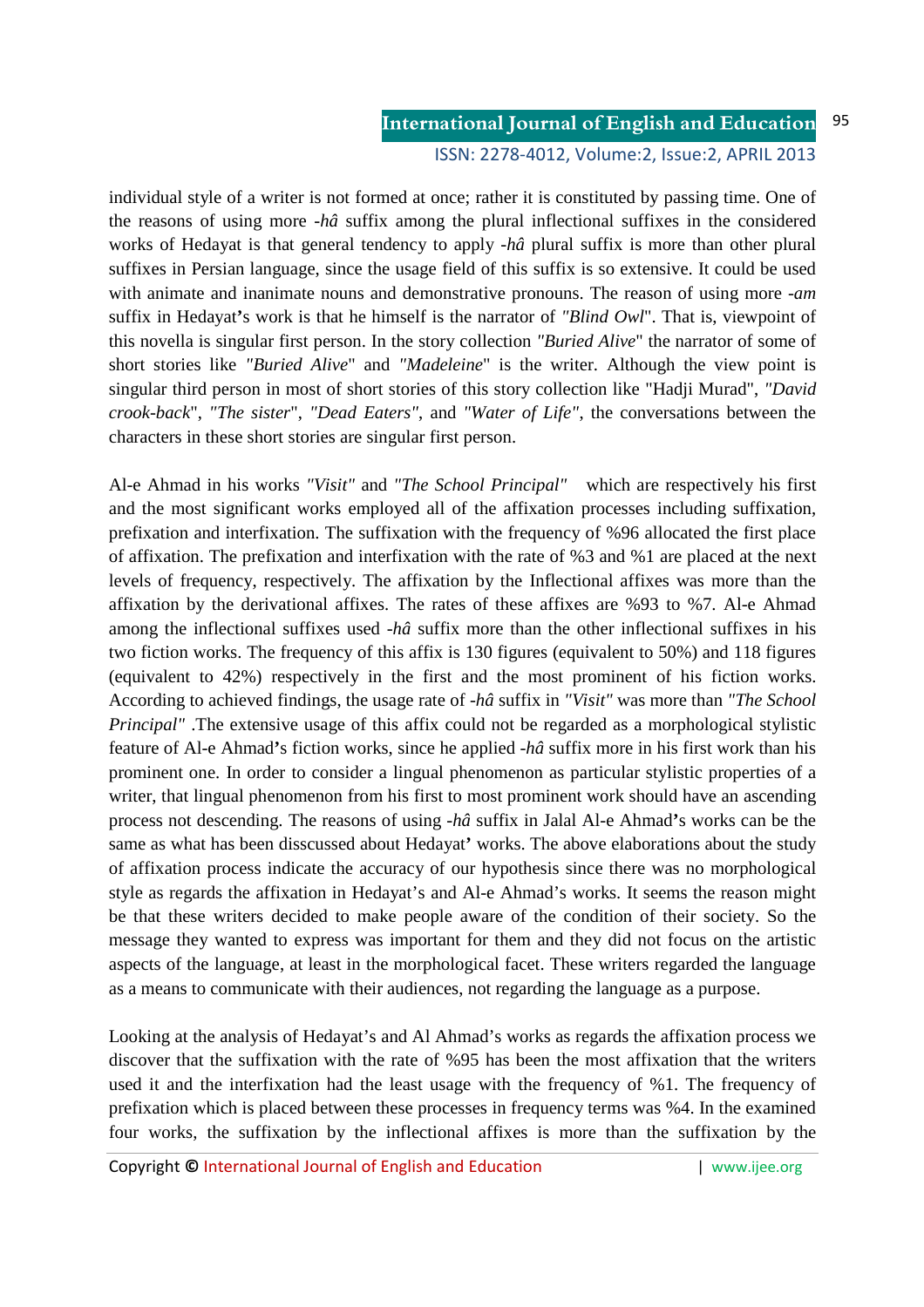individual style of a writer is not formed at once; rather it is constituted by passing time. One of the reasons of using more *-hâ* suffix among the plural inflectional suffixes in the considered works of Hedayat is that general tendency to apply *-hâ* plural suffix is more than other plural suffixes in Persian language, since the usage field of this suffix is so extensive. It could be used with animate and inanimate nouns and demonstrative pronouns. The reason of using more *-am* suffix in Hedayat**'**s work is that he himself is the narrator of *"Blind Owl*". That is, viewpoint of this novella is singular first person. In the story collection *"Buried Alive*" the narrator of some of short stories like *"Buried Alive*" and *"Madeleine*" is the writer. Although the view point is singular third person in most of short stories of this story collection like "Hadji Murad", *"David crook-back*", *"The sister*", *"Dead Eaters"*, and *"Water of Life"*, the conversations between the characters in these short stories are singular first person.

Al-e Ahmad in his works *"Visit"* and *"The School Principal"* which are respectively his first and the most significant works employed all of the affixation processes including suffixation, prefixation and interfixation. The suffixation with the frequency of %96 allocated the first place of affixation. The prefixation and interfixation with the rate of %3 and %1 are placed at the next levels of frequency, respectively. The affixation by the Inflectional affixes was more than the affixation by the derivational affixes. The rates of these affixes are %93 to %7. Al-e Ahmad among the inflectional suffixes used *-hâ* suffix more than the other inflectional suffixes in his two fiction works. The frequency of this affix is 130 figures (equivalent to 50%) and 118 figures (equivalent to 42%) respectively in the first and the most prominent of his fiction works. According to achieved findings, the usage rate of *-hâ* suffix in *"Visit"* was more than *"The School Principal"* .The extensive usage of this affix could not be regarded as a morphological stylistic feature of Al-e Ahmad**'**s fiction works, since he applied *-hâ* suffix more in his first work than his prominent one. In order to consider a lingual phenomenon as particular stylistic properties of a writer, that lingual phenomenon from his first to most prominent work should have an ascending process not descending. The reasons of using *-hâ* suffix in Jalal Al-e Ahmad**'**s works can be the same as what has been disscussed about Hedayat**'** works. The above elaborations about the study of affixation process indicate the accuracy of our hypothesis since there was no morphological style as regards the affixation in Hedayat's and Al-e Ahmad's works. It seems the reason might be that these writers decided to make people aware of the condition of their society. So the message they wanted to express was important for them and they did not focus on the artistic aspects of the language, at least in the morphological facet. These writers regarded the language as a means to communicate with their audiences, not regarding the language as a purpose.

Looking at the analysis of Hedayat's and Al Ahmad's works as regards the affixation process we discover that the suffixation with the rate of %95 has been the most affixation that the writers used it and the interfixation had the least usage with the frequency of %1. The frequency of prefixation which is placed between these processes in frequency terms was %4. In the examined four works, the suffixation by the inflectional affixes is more than the suffixation by the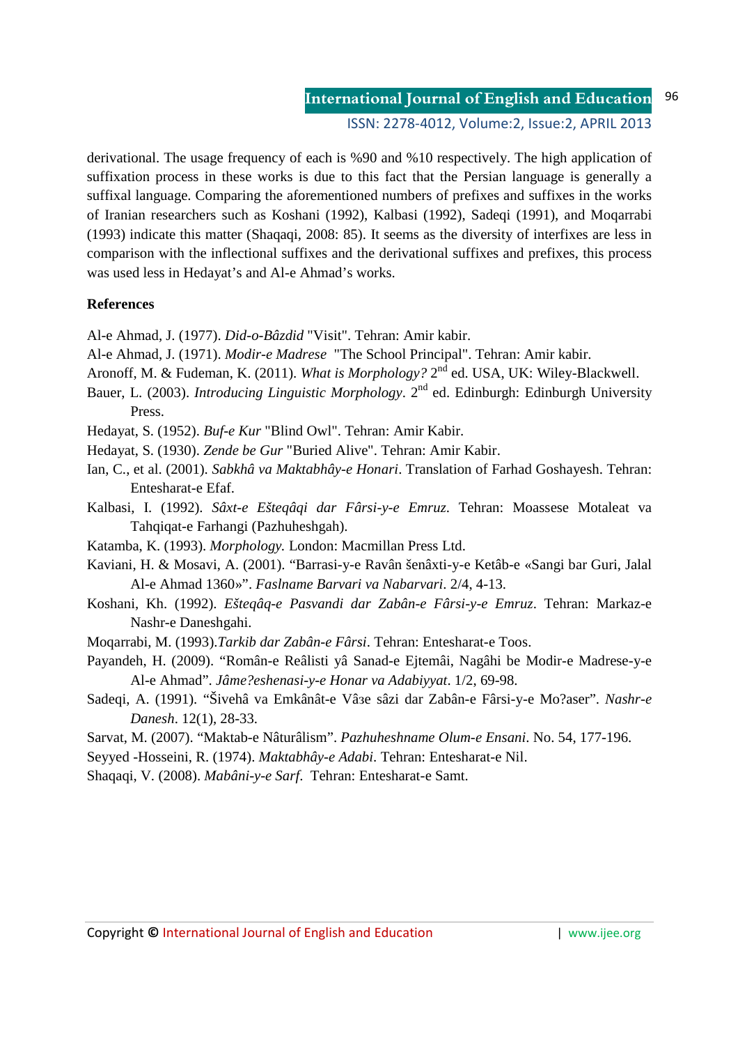derivational. The usage frequency of each is %90 and %10 respectively. The high application of suffixation process in these works is due to this fact that the Persian language is generally a suffixal language. Comparing the aforementioned numbers of prefixes and suffixes in the works of Iranian researchers such as Koshani (1992), Kalbasi (1992), Sadeqi (1991), and Moqarrabi (1993) indicate this matter (Shaqaqi, 2008: 85). It seems as the diversity of interfixes are less in comparison with the inflectional suffixes and the derivational suffixes and prefixes, this process was used less in Hedayat's and Al-e Ahmad's works.

## References

Al-e Ahmad, J. (1977). *Did-o-Bâzdid* "Visit". Tehran: Amir kabir.

Al-e Ahmad, J. (1971). *Modir-e Madrese* "The School Principal". Tehran: Amir kabir.

Aronoff, M. & Fudeman, K. (2011). *What is Morphology?* 2nd ed. USA, UK: Wiley-Blackwell.

Bauer, L. (2003). *Introducing Linguistic Morphology*. 2nd ed. Edinburgh: Edinburgh University Press.

Hedayat, S. (1952). *Buf-e Kur* "Blind Owl". Tehran: Amir Kabir.

Hedayat, S. (1930). *Zende be Gur* "Buried Alive". Tehran: Amir Kabir.

Ian, C., et al. (2001). *Sabkhâ va Maktabhây-e Honari*. Translation of Farhad Goshayesh. Tehran: Entesharat-e Efaf.

Kalbasi, I. (1992). *Sâxt-e Ešteqâqi dar Fârsi-y-e Emruz*. Tehran: Moassese Motaleat va Tahqiqat-e Farhangi (Pazhuheshgah).

Katamba, K. (1993). *Morphology.* London: Macmillan Press Ltd.

Kaviani, H. & Mosavi, A. (2001). "Barrasi-y-e Ravân šenâxti-y-e Ketâb-e «Sangi bar Guri, Jalal Al-e Ahmad 1360»". *Faslname Barvari va Nabarvari*. 2/4, 4-13.

Koshani, Kh. (1992). *Ešteqâq-e Pasvandi dar Zabân-e Fârsi-y-e Emruz*. Tehran: Markaz-e Nashr-e Daneshgahi.

Moqarrabi, M. (1993).*Tarkib dar Zabân-e Fârsi*. Tehran: Entesharat-e Toos.

Payandeh, H. (2009). "Român-e Reâlisti yâ Sanad-e Ejtemâi, Nagâhi be Modir-e Madrese-y-e Al-e Ahmad". *Jâme?eshenasi-y-e Honar va Adabiyyat*. 1/2, 69-98.

Sadeqi, A. (1991). "Šivehâ va Emkânât-e Vâʒe sâzi dar Zabân-e Fârsi-y-e Mo?aser". *Nashr-e Danesh*. 12(1), 28-33.

Sarvat, M. (2007). "Maktab-e Nâturâlism". *Pazhuheshname Olum-e Ensani*. No. 54, 177-196.

Seyyed -Hosseini, R. (1974). *Maktabhây-e Adabi*. Tehran: Entesharat-e Nil.

Shaqaqi, V. (2008). *Mabâni-y-e Sarf*. Tehran: Entesharat-e Samt.